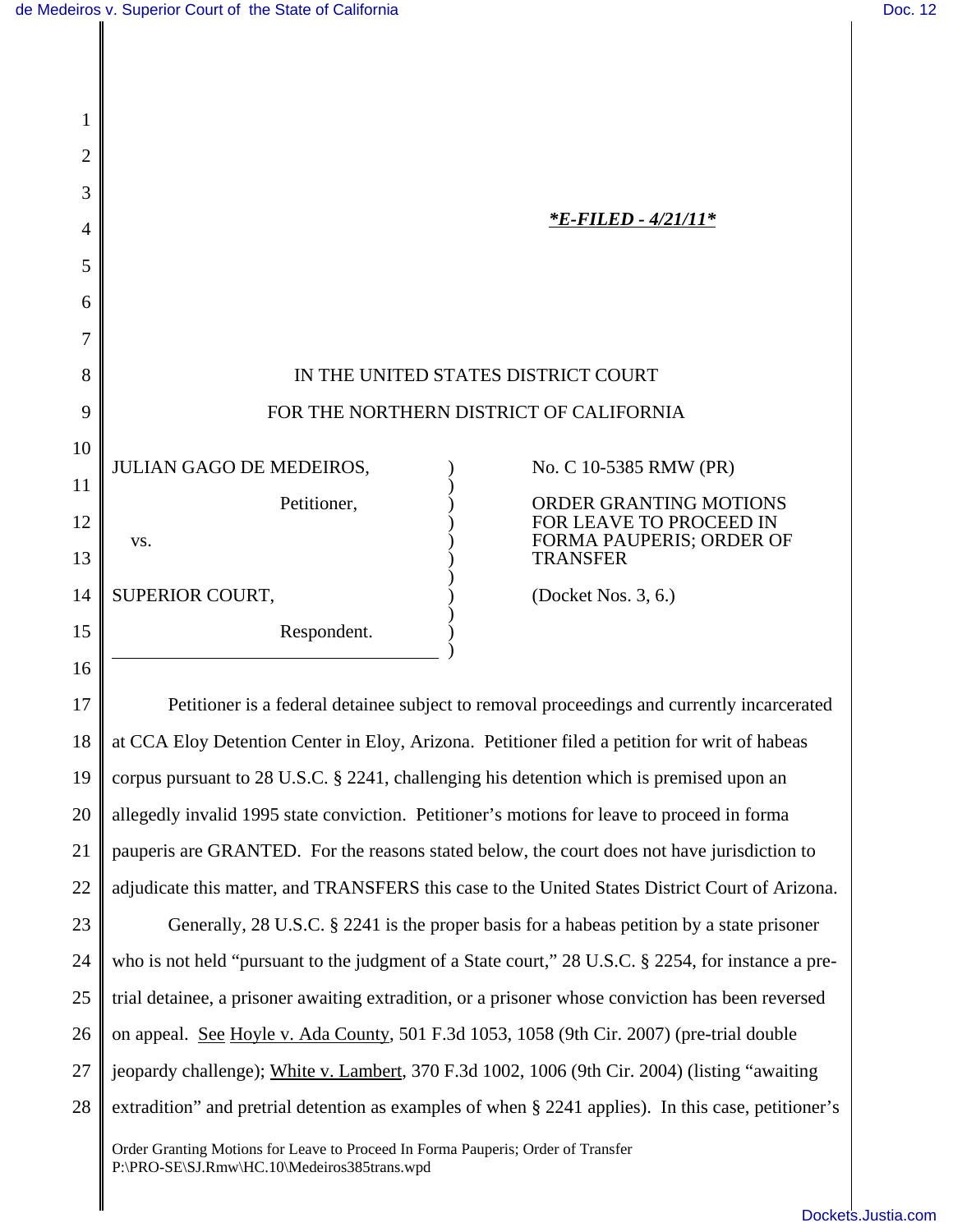*E-FILED - 4/21/11*

IN THE UNITED STATES DISTRICT COURT

FOR THE NORTHERN DISTRICT OF CALIFORNIA

| | |
|---|---|
| JULIAN GAGO DE MEDEIROS, Petitioner, vs. SUPERIOR COURT, Respondent. | No. C 10-5385 RMW (PR) ORDER GRANTING MOTIONS FOR LEAVE TO PROCEED IN FORMA PAUPERIS; ORDER OF TRANSFER (Docket Nos. 3, 6.) |

Petitioner is a federal detainee subject to removal proceedings and currently incarcerated at CCA Eloy Detention Center in Eloy, Arizona. Petitioner filed a petition for writ of habeas corpus pursuant to 28 U.S.C. § 2241, challenging his detention which is premised upon an allegedly invalid 1995 state conviction. Petitioner's motions for leave to proceed in forma pauperis are GRANTED. For the reasons stated below, the court does not have jurisdiction to adjudicate this matter, and TRANSFERS this case to the United States District Court of Arizona.

Generally, 28 U.S.C. § 2241 is the proper basis for a habeas petition by a state prisoner who is not held "pursuant to the judgment of a State court," 28 U.S.C. § 2254, for instance a pre-trial detainee, a prisoner awaiting extradition, or a prisoner whose conviction has been reversed on appeal. See Hoyle v. Ada County, 501 F.3d 1053, 1058 (9th Cir. 2007) (pre-trial double jeopardy challenge); White v. Lambert, 370 F.3d 1002, 1006 (9th Cir. 2004) (listing "awaiting extradition" and pretrial detention as examples of when § 2241 applies). In this case, petitioner's

Order Granting Motions for Leave to Proceed In Forma Pauperis; Order of Transfer
P:\PRO-SE\SJ.Rmw\HC.10\Medeiros385trans.wpd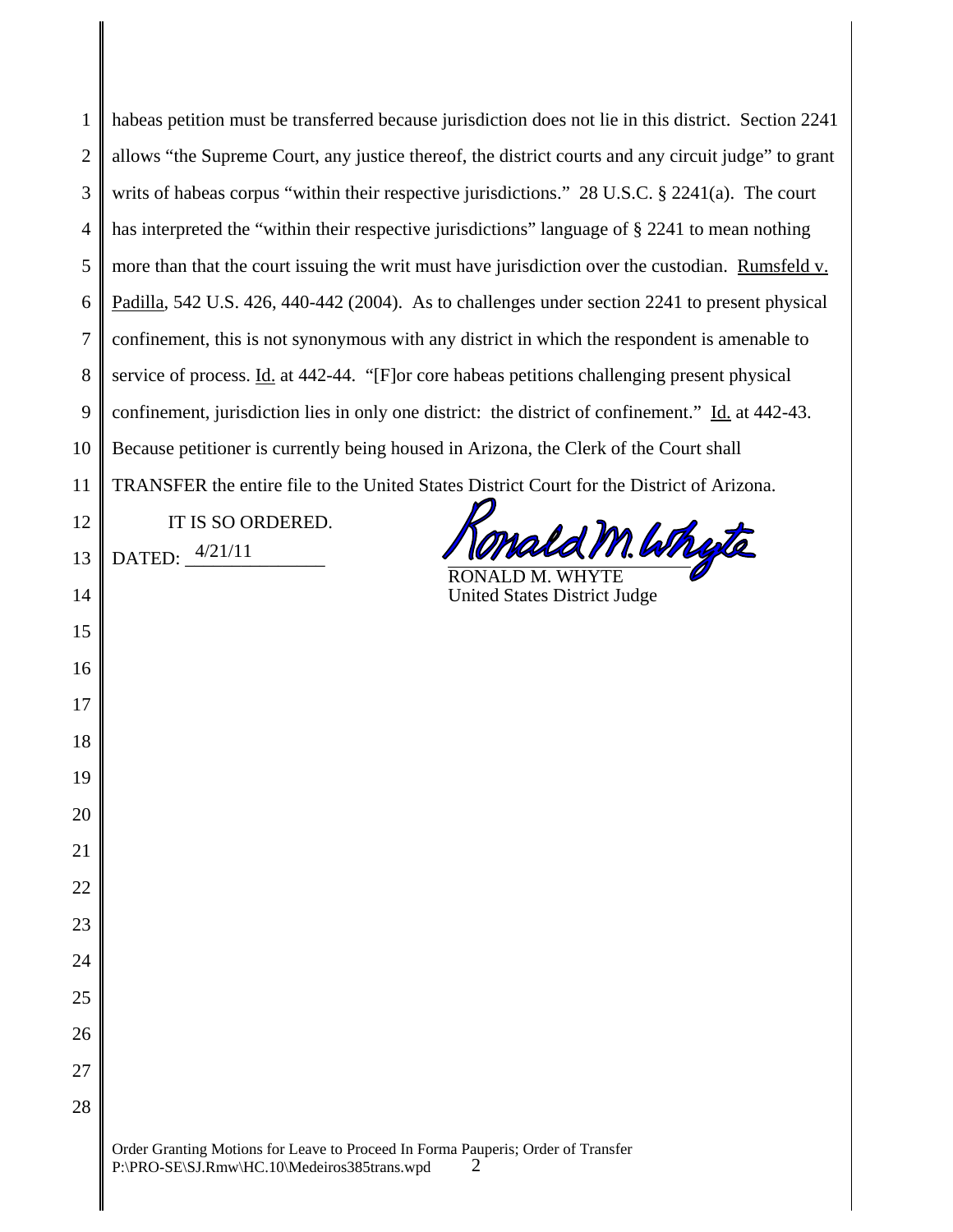habeas petition must be transferred because jurisdiction does not lie in this district. Section 2241 allows "the Supreme Court, any justice thereof, the district courts and any circuit judge" to grant writs of habeas corpus "within their respective jurisdictions." 28 U.S.C. § 2241(a). The court has interpreted the "within their respective jurisdictions" language of § 2241 to mean nothing more than that the court issuing the writ must have jurisdiction over the custodian. Rumsfeld v. Padilla, 542 U.S. 426, 440-442 (2004). As to challenges under section 2241 to present physical confinement, this is not synonymous with any district in which the respondent is amenable to service of process. Id. at 442-44. "[F]or core habeas petitions challenging present physical confinement, jurisdiction lies in only one district: the district of confinement." Id. at 442-43. Because petitioner is currently being housed in Arizona, the Clerk of the Court shall TRANSFER the entire file to the United States District Court for the District of Arizona.

IT IS SO ORDERED.

DATED: 4/21/11

Ronald M. Whyte

RONALD M. WHYTE
United States District Judge

Order Granting Motions for Leave to Proceed In Forma Pauperis; Order of Transfer
P:\PRO-SE\SJ.Rmw\HC.10\Medeiros385trans.wpd